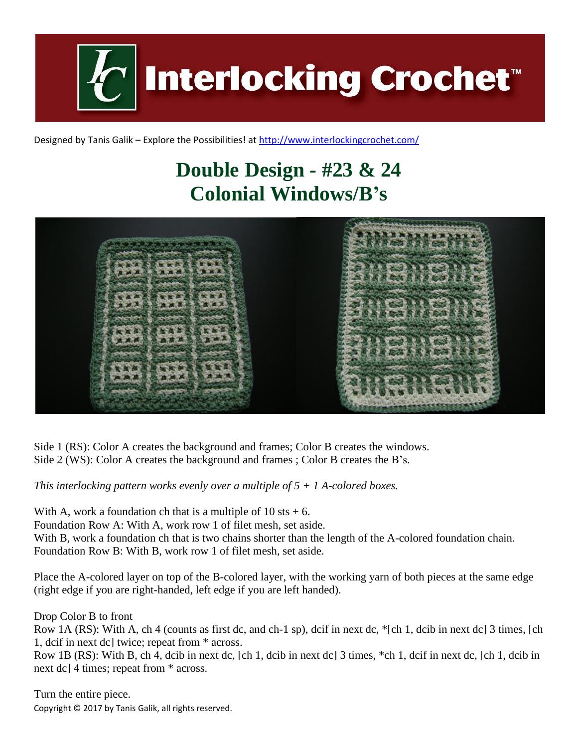# Interlocking Crochet™

Designed by Tanis Galik – Explore the Possibilities! at http://www.interlockingcrochet.com/

## Double Design - #23 & 24
## Colonial Windows/B's

Side 1 (RS): Color A creates the background and frames; Color B creates the windows.
Side 2 (WS): Color A creates the background and frames ; Color B creates the B's.

*This interlocking pattern works evenly over a multiple of 5 + 1 A-colored boxes.*

With A, work a foundation ch that is a multiple of 10 sts + 6.
Foundation Row A: With A, work row 1 of filet mesh, set aside.
With B, work a foundation ch that is two chains shorter than the length of the A-colored foundation chain.
Foundation Row B: With B, work row 1 of filet mesh, set aside.

Place the A-colored layer on top of the B-colored layer, with the working yarn of both pieces at the same edge (right edge if you are right-handed, left edge if you are left handed).

Drop Color B to front
Row 1A (RS): With A, ch 4 (counts as first dc, and ch-1 sp), dcif in next dc, *[ch 1, dcib in next dc] 3 times, [ch 1, dcif in next dc] twice; repeat from * across.
Row 1B (RS): With B, ch 4, dcib in next dc, [ch 1, dcib in next dc] 3 times, *ch 1, dcif in next dc, [ch 1, dcib in next dc] 4 times; repeat from * across.

Turn the entire piece.

Copyright © 2017 by Tanis Galik, all rights reserved.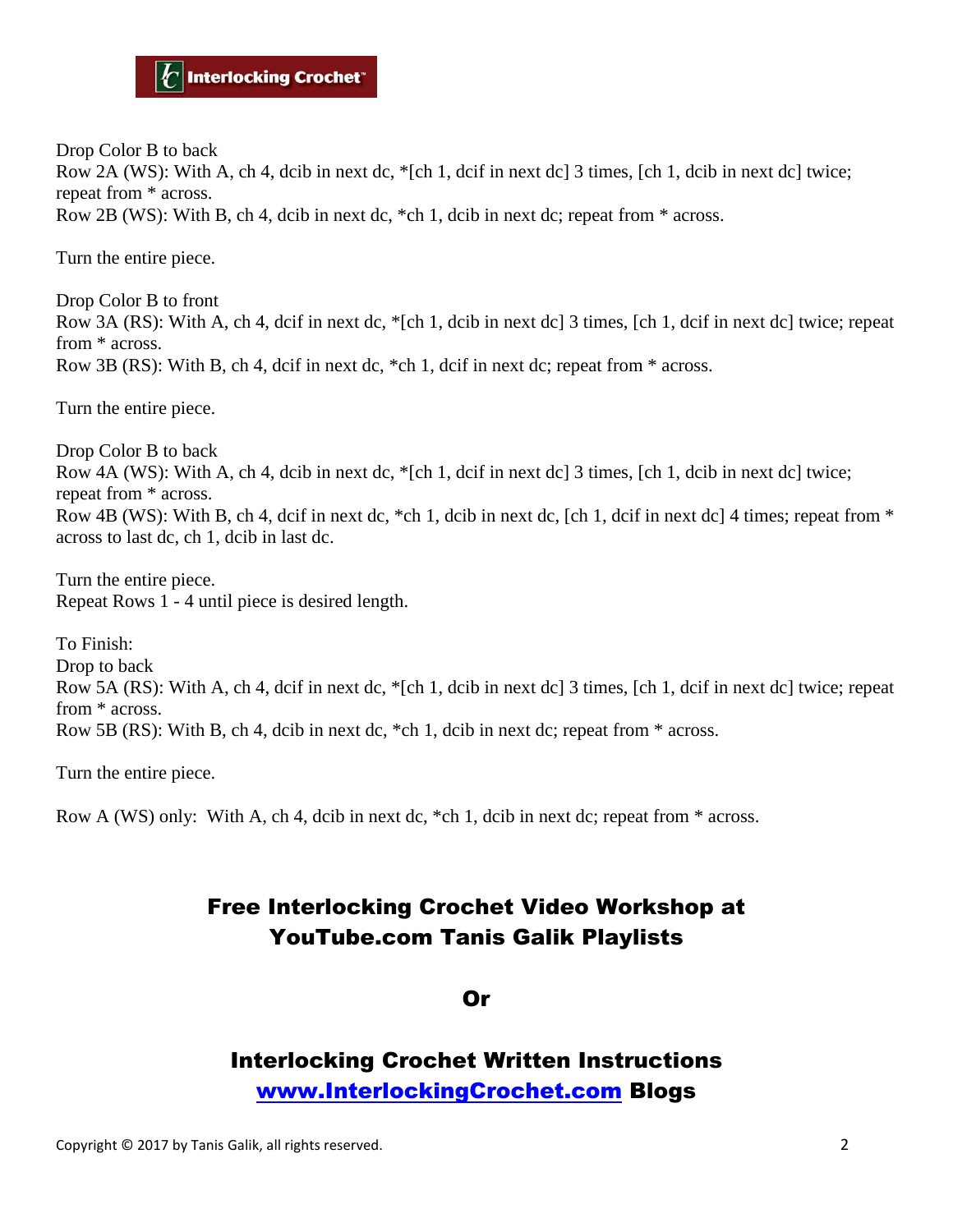Drop Color B to back
Row 2A (WS): With A, ch 4, dcib in next dc, *[ch 1, dcif in next dc] 3 times, [ch 1, dcib in next dc] twice; repeat from * across.
Row 2B (WS): With B, ch 4, dcib in next dc, *ch 1, dcib in next dc; repeat from * across.

Turn the entire piece.

Drop Color B to front
Row 3A (RS): With A, ch 4, dcif in next dc, *[ch 1, dcib in next dc] 3 times, [ch 1, dcif in next dc] twice; repeat from * across.
Row 3B (RS): With B, ch 4, dcif in next dc, *ch 1, dcif in next dc; repeat from * across.

Turn the entire piece.

Drop Color B to back
Row 4A (WS): With A, ch 4, dcib in next dc, *[ch 1, dcif in next dc] 3 times, [ch 1, dcib in next dc] twice; repeat from * across.
Row 4B (WS): With B, ch 4, dcif in next dc, *ch 1, dcib in next dc, [ch 1, dcif in next dc] 4 times; repeat from * across to last dc, ch 1, dcib in last dc.

Turn the entire piece.
Repeat Rows 1 - 4 until piece is desired length.

To Finish:
Drop to back
Row 5A (RS): With A, ch 4, dcif in next dc, *[ch 1, dcib in next dc] 3 times, [ch 1, dcif in next dc] twice; repeat from * across.
Row 5B (RS): With B, ch 4, dcib in next dc, *ch 1, dcib in next dc; repeat from * across.

Turn the entire piece.

Row A (WS) only: With A, ch 4, dcib in next dc, *ch 1, dcib in next dc; repeat from * across.

## Free Interlocking Crochet Video Workshop at YouTube.com Tanis Galik Playlists

## Or

## Interlocking Crochet Written Instructions [www.InterlockingCrochet.com](http://www.InterlockingCrochet.com) Blogs

Copyright © 2017 by Tanis Galik, all rights reserved.